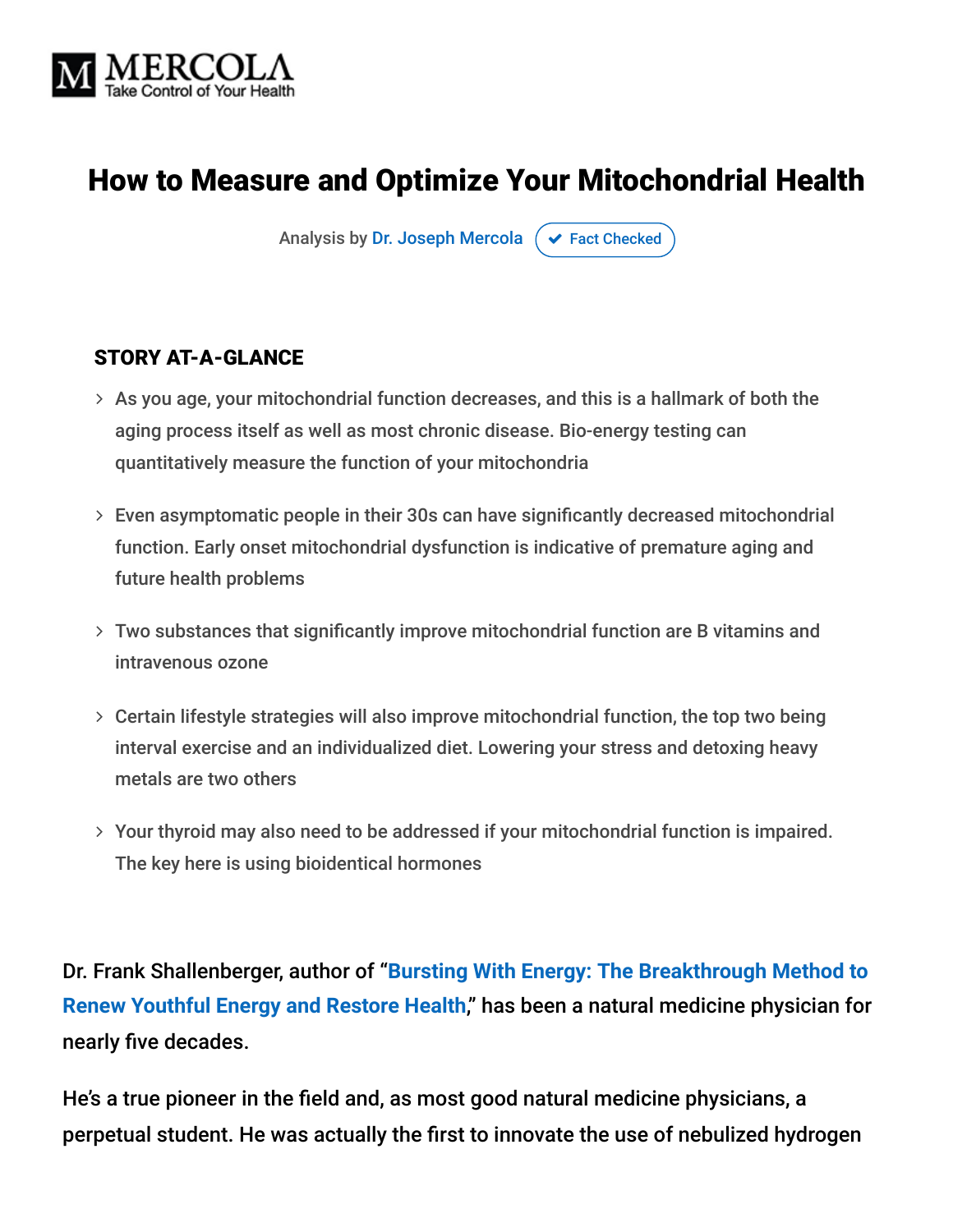MERCOLA
Take Control of Your Health

# How to Measure and Optimize Your Mitochondrial Health

Analysis by Dr. Joseph Mercola ✔ Fact Checked

## STORY AT-A-GLANCE

- As you age, your mitochondrial function decreases, and this is a hallmark of both the aging process itself as well as most chronic disease. Bio-energy testing can quantitatively measure the function of your mitochondria
- Even asymptomatic people in their 30s can have significantly decreased mitochondrial function. Early onset mitochondrial dysfunction is indicative of premature aging and future health problems
- Two substances that significantly improve mitochondrial function are B vitamins and intravenous ozone
- Certain lifestyle strategies will also improve mitochondrial function, the top two being interval exercise and an individualized diet. Lowering your stress and detoxing heavy metals are two others
- Your thyroid may also need to be addressed if your mitochondrial function is impaired. The key here is using bioidentical hormones

Dr. Frank Shallenberger, author of "Bursting With Energy: The Breakthrough Method to Renew Youthful Energy and Restore Health," has been a natural medicine physician for nearly five decades.

He's a true pioneer in the field and, as most good natural medicine physicians, a perpetual student. He was actually the first to innovate the use of nebulized hydrogen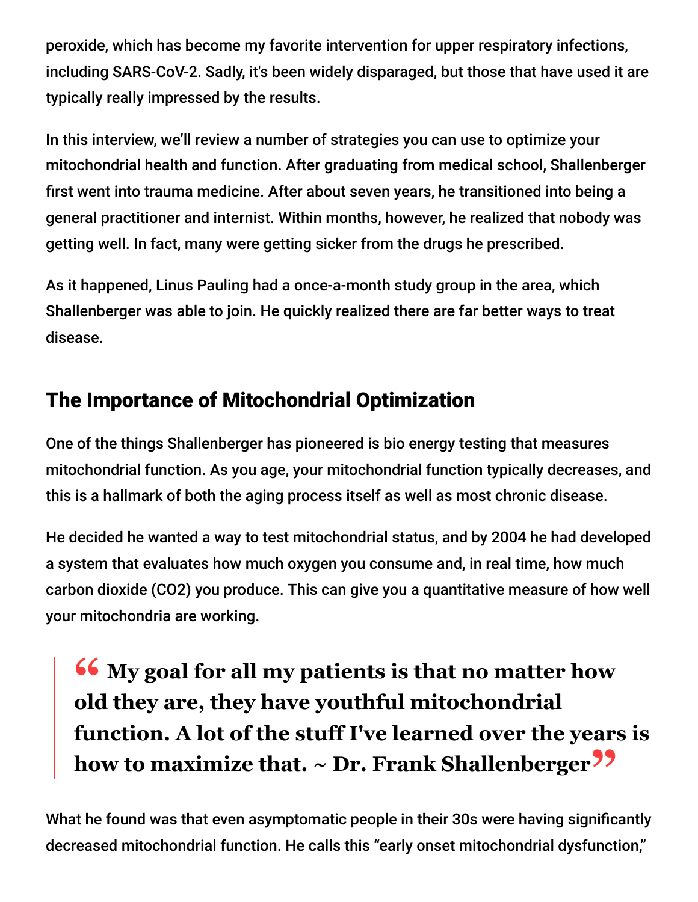peroxide, which has become my favorite intervention for upper respiratory infections, including SARS-CoV-2. Sadly, it's been widely disparaged, but those that have used it are typically really impressed by the results.

In this interview, we'll review a number of strategies you can use to optimize your mitochondrial health and function. After graduating from medical school, Shallenberger first went into trauma medicine. After about seven years, he transitioned into being a general practitioner and internist. Within months, however, he realized that nobody was getting well. In fact, many were getting sicker from the drugs he prescribed.

As it happened, Linus Pauling had a once-a-month study group in the area, which Shallenberger was able to join. He quickly realized there are far better ways to treat disease.

## The Importance of Mitochondrial Optimization

One of the things Shallenberger has pioneered is bio energy testing that measures mitochondrial function. As you age, your mitochondrial function typically decreases, and this is a hallmark of both the aging process itself as well as most chronic disease.

He decided he wanted a way to test mitochondrial status, and by 2004 he had developed a system that evaluates how much oxygen you consume and, in real time, how much carbon dioxide ($CO_2$) you produce. This can give you a quantitative measure of how well your mitochondria are working.

> **"My goal for all my patients is that no matter how old they are, they have youthful mitochondrial function. A lot of the stuff I've learned over the years is how to maximize that. ~ Dr. Frank Shallenberger"**

What he found was that even asymptomatic people in their 30s were having significantly decreased mitochondrial function. He calls this "early onset mitochondrial dysfunction,"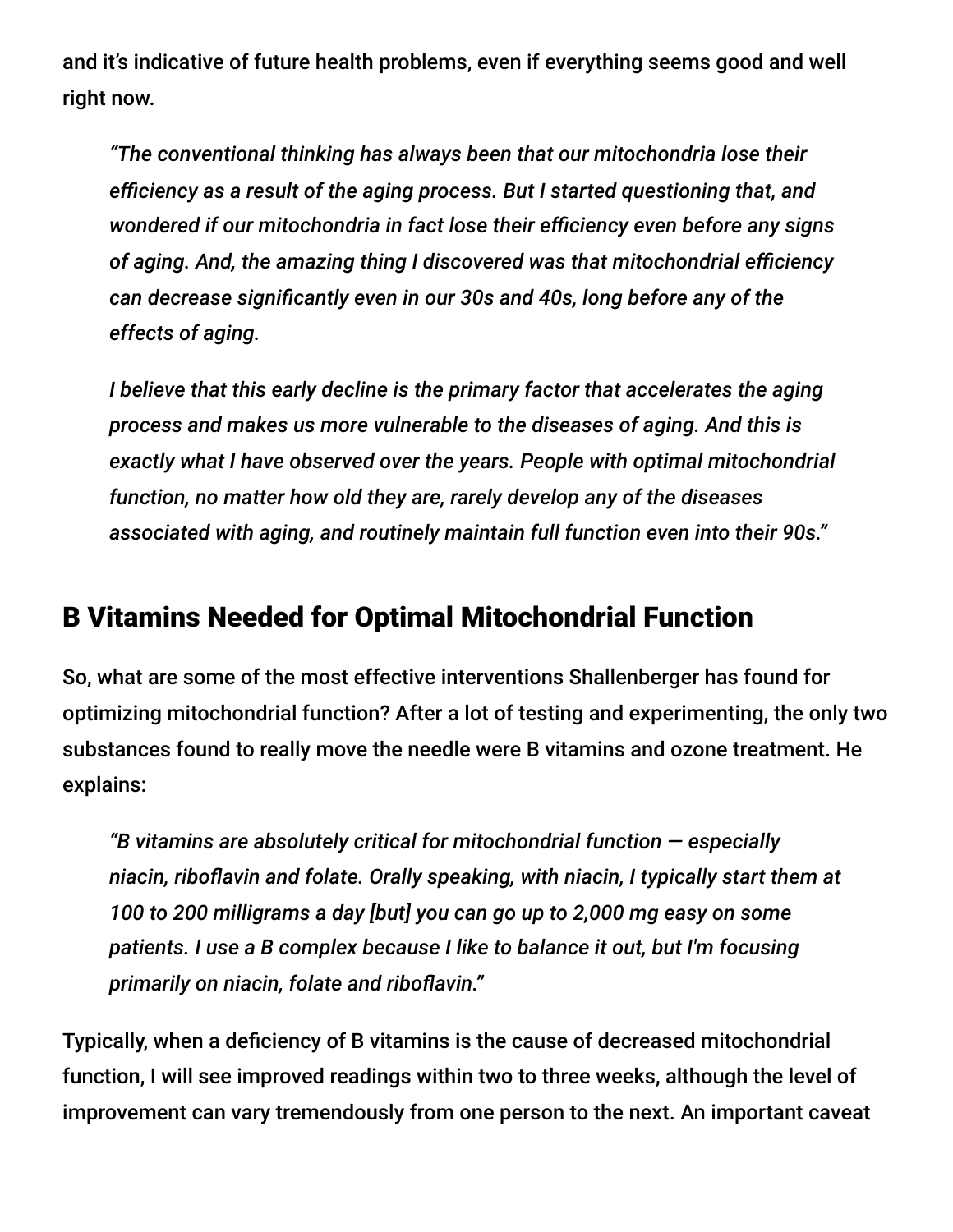and it's indicative of future health problems, even if everything seems good and well right now.

> *"The conventional thinking has always been that our mitochondria lose their efficiency as a result of the aging process. But I started questioning that, and wondered if our mitochondria in fact lose their efficiency even before any signs of aging. And, the amazing thing I discovered was that mitochondrial efficiency can decrease significantly even in our 30s and 40s, long before any of the effects of aging.*
>
> *I believe that this early decline is the primary factor that accelerates the aging process and makes us more vulnerable to the diseases of aging. And this is exactly what I have observed over the years. People with optimal mitochondrial function, no matter how old they are, rarely develop any of the diseases associated with aging, and routinely maintain full function even into their 90s."*

## B Vitamins Needed for Optimal Mitochondrial Function

So, what are some of the most effective interventions Shallenberger has found for optimizing mitochondrial function? After a lot of testing and experimenting, the only two substances found to really move the needle were B vitamins and ozone treatment. He explains:

> *"B vitamins are absolutely critical for mitochondrial function — especially niacin, riboflavin and folate. Orally speaking, with niacin, I typically start them at 100 to 200 milligrams a day [but] you can go up to 2,000 mg easy on some patients. I use a B complex because I like to balance it out, but I'm focusing primarily on niacin, folate and riboflavin."*

Typically, when a deficiency of B vitamins is the cause of decreased mitochondrial function, I will see improved readings within two to three weeks, although the level of improvement can vary tremendously from one person to the next. An important caveat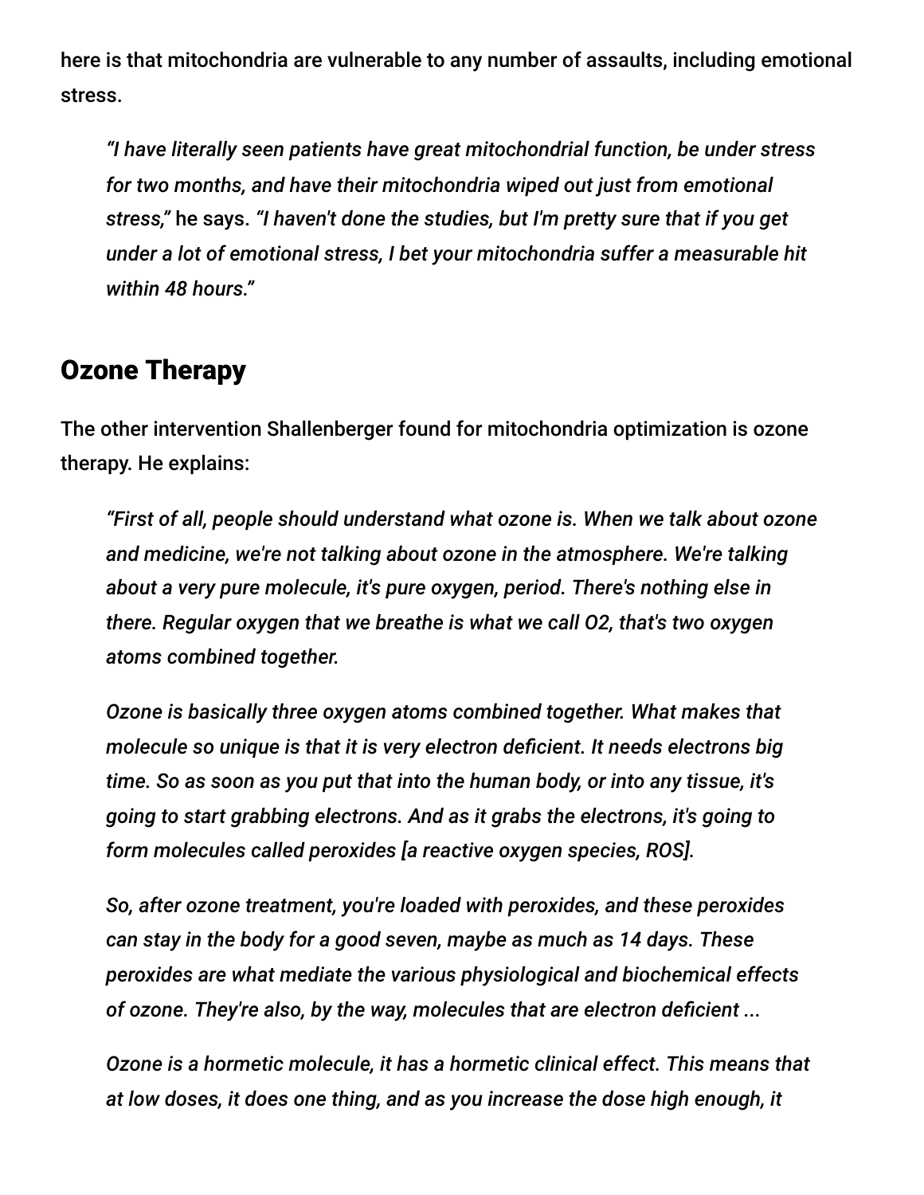here is that mitochondria are vulnerable to any number of assaults, including emotional stress.

> *"I have literally seen patients have great mitochondrial function, be under stress for two months, and have their mitochondria wiped out just from emotional stress,"* he says. *"I haven't done the studies, but I'm pretty sure that if you get under a lot of emotional stress, I bet your mitochondria suffer a measurable hit within 48 hours."*

## Ozone Therapy

The other intervention Shallenberger found for mitochondria optimization is ozone therapy. He explains:

> *"First of all, people should understand what ozone is. When we talk about ozone and medicine, we're not talking about ozone in the atmosphere. We're talking about a very pure molecule, it's pure oxygen, period. There's nothing else in there. Regular oxygen that we breathe is what we call $O_2$, that's two oxygen atoms combined together.*
>
> *Ozone is basically three oxygen atoms combined together. What makes that molecule so unique is that it is very electron deficient. It needs electrons big time. So as soon as you put that into the human body, or into any tissue, it's going to start grabbing electrons. And as it grabs the electrons, it's going to form molecules called peroxides [a reactive oxygen species, ROS].*
>
> *So, after ozone treatment, you're loaded with peroxides, and these peroxides can stay in the body for a good seven, maybe as much as 14 days. These peroxides are what mediate the various physiological and biochemical effects of ozone. They're also, by the way, molecules that are electron deficient ...*
>
> *Ozone is a hormetic molecule, it has a hormetic clinical effect. This means that at low doses, it does one thing, and as you increase the dose high enough, it*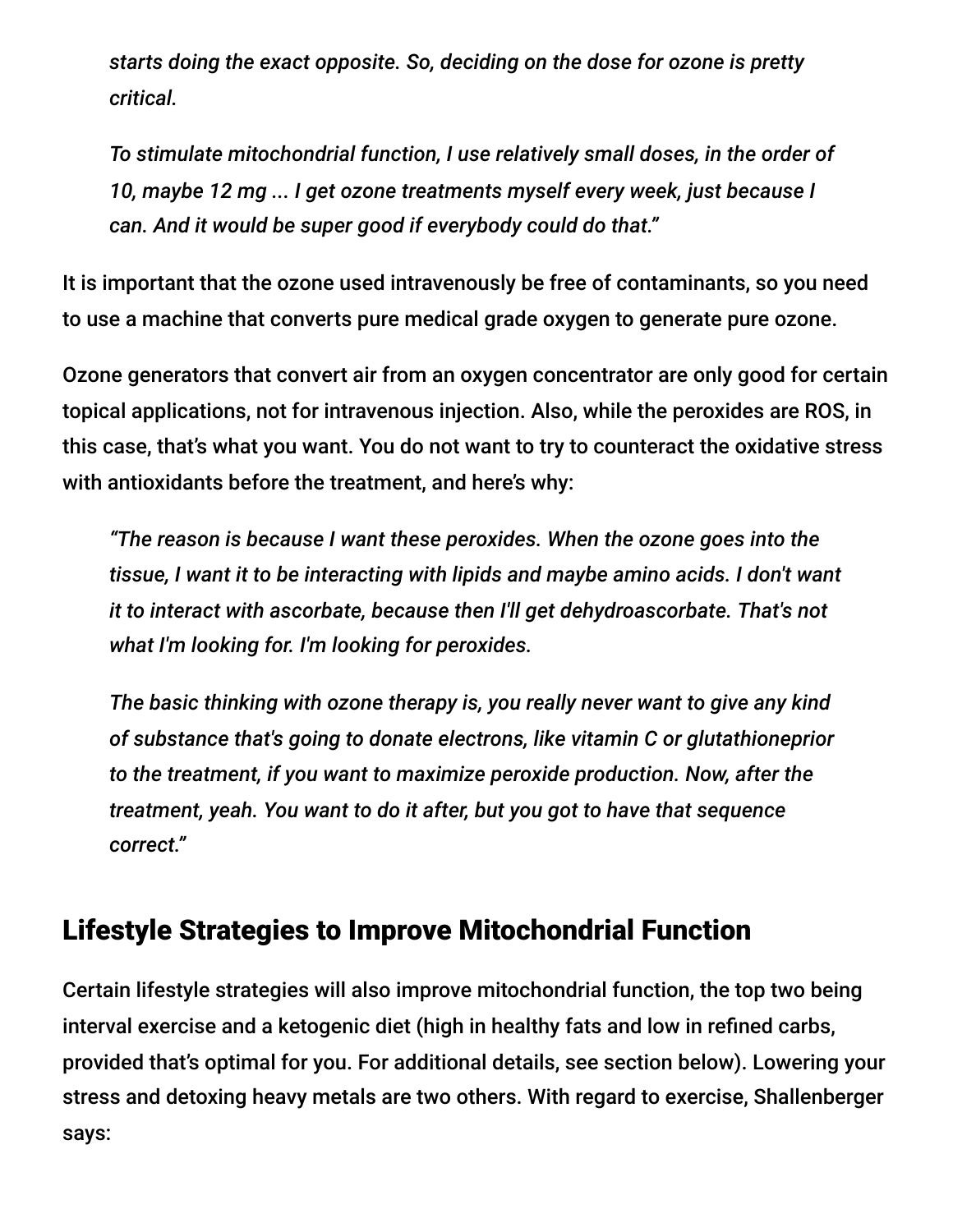*starts doing the exact opposite. So, deciding on the dose for ozone is pretty critical.*

> *To stimulate mitochondrial function, I use relatively small doses, in the order of 10, maybe 12 mg ... I get ozone treatments myself every week, just because I can. And it would be super good if everybody could do that."*

It is important that the ozone used intravenously be free of contaminants, so you need to use a machine that converts pure medical grade oxygen to generate pure ozone.

Ozone generators that convert air from an oxygen concentrator are only good for certain topical applications, not for intravenous injection. Also, while the peroxides are ROS, in this case, that's what you want. You do not want to try to counteract the oxidative stress with antioxidants before the treatment, and here's why:

> *"The reason is because I want these peroxides. When the ozone goes into the tissue, I want it to be interacting with lipids and maybe amino acids. I don't want it to interact with ascorbate, because then I'll get dehydroascorbate. That's not what I'm looking for. I'm looking for peroxides.*
>
> *The basic thinking with ozone therapy is, you really never want to give any kind of substance that's going to donate electrons, like vitamin C or glutathioneprior to the treatment, if you want to maximize peroxide production. Now, after the treatment, yeah. You want to do it after, but you got to have that sequence correct."*

## Lifestyle Strategies to Improve Mitochondrial Function

Certain lifestyle strategies will also improve mitochondrial function, the top two being interval exercise and a ketogenic diet (high in healthy fats and low in refined carbs, provided that's optimal for you. For additional details, see section below). Lowering your stress and detoxing heavy metals are two others. With regard to exercise, Shallenberger says: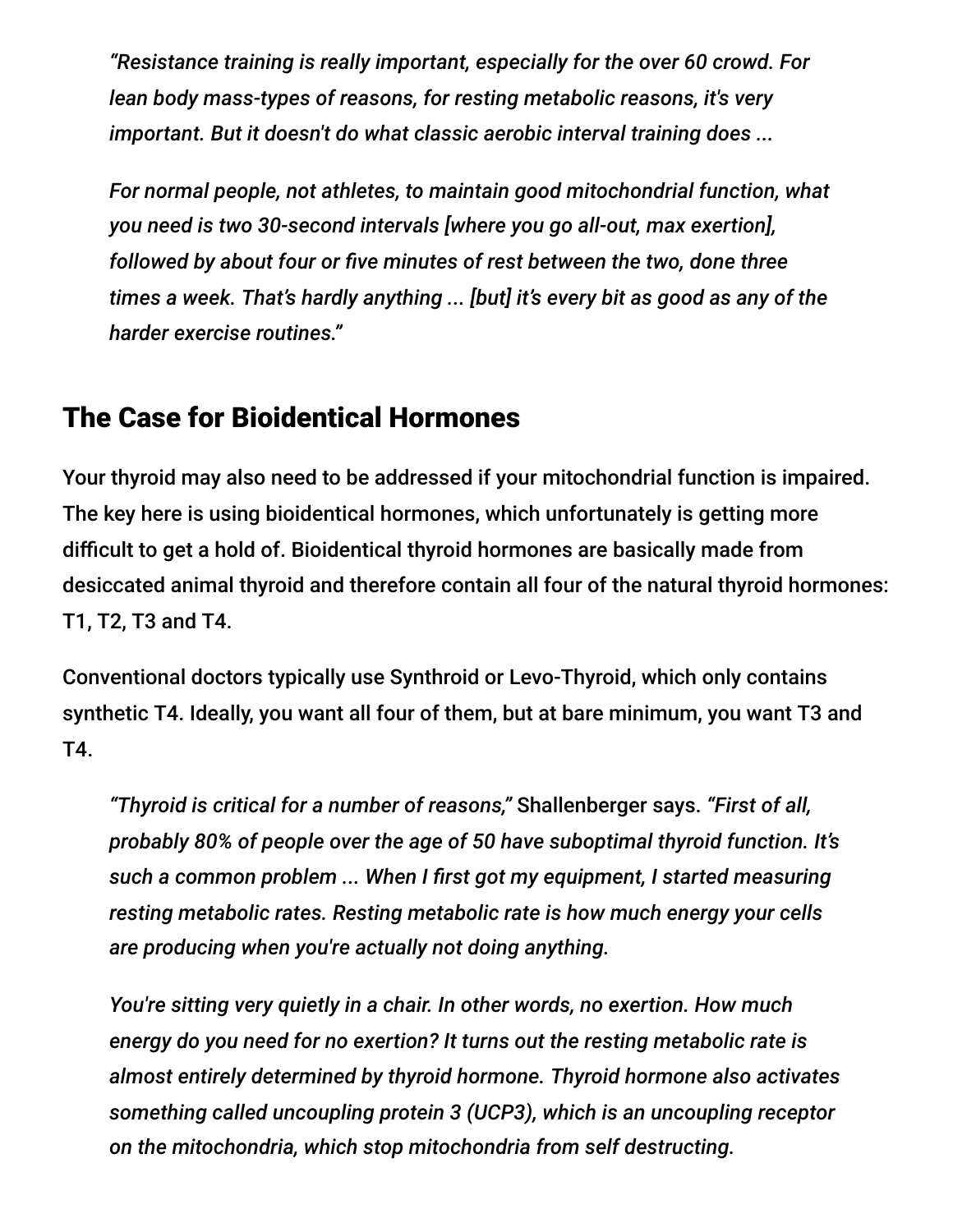> *"Resistance training is really important, especially for the over 60 crowd. For lean body mass-types of reasons, for resting metabolic reasons, it's very important. But it doesn't do what classic aerobic interval training does ...*
>
> *For normal people, not athletes, to maintain good mitochondrial function, what you need is two 30-second intervals [where you go all-out, max exertion], followed by about four or five minutes of rest between the two, done three times a week. That's hardly anything ... [but] it's every bit as good as any of the harder exercise routines."*

## The Case for Bioidentical Hormones

Your thyroid may also need to be addressed if your mitochondrial function is impaired. The key here is using bioidentical hormones, which unfortunately is getting more difficult to get a hold of. Bioidentical thyroid hormones are basically made from desiccated animal thyroid and therefore contain all four of the natural thyroid hormones: T1, T2, T3 and T4.

Conventional doctors typically use Synthroid or Levo-Thyroid, which only contains synthetic T4. Ideally, you want all four of them, but at bare minimum, you want T3 and T4.

> *"Thyroid is critical for a number of reasons,"* Shallenberger says. *"First of all, probably 80% of people over the age of 50 have suboptimal thyroid function. It's such a common problem ... When I first got my equipment, I started measuring resting metabolic rates. Resting metabolic rate is how much energy your cells are producing when you're actually not doing anything.*
>
> *You're sitting very quietly in a chair. In other words, no exertion. How much energy do you need for no exertion? It turns out the resting metabolic rate is almost entirely determined by thyroid hormone. Thyroid hormone also activates something called uncoupling protein 3 (UCP3), which is an uncoupling receptor on the mitochondria, which stop mitochondria from self destructing.*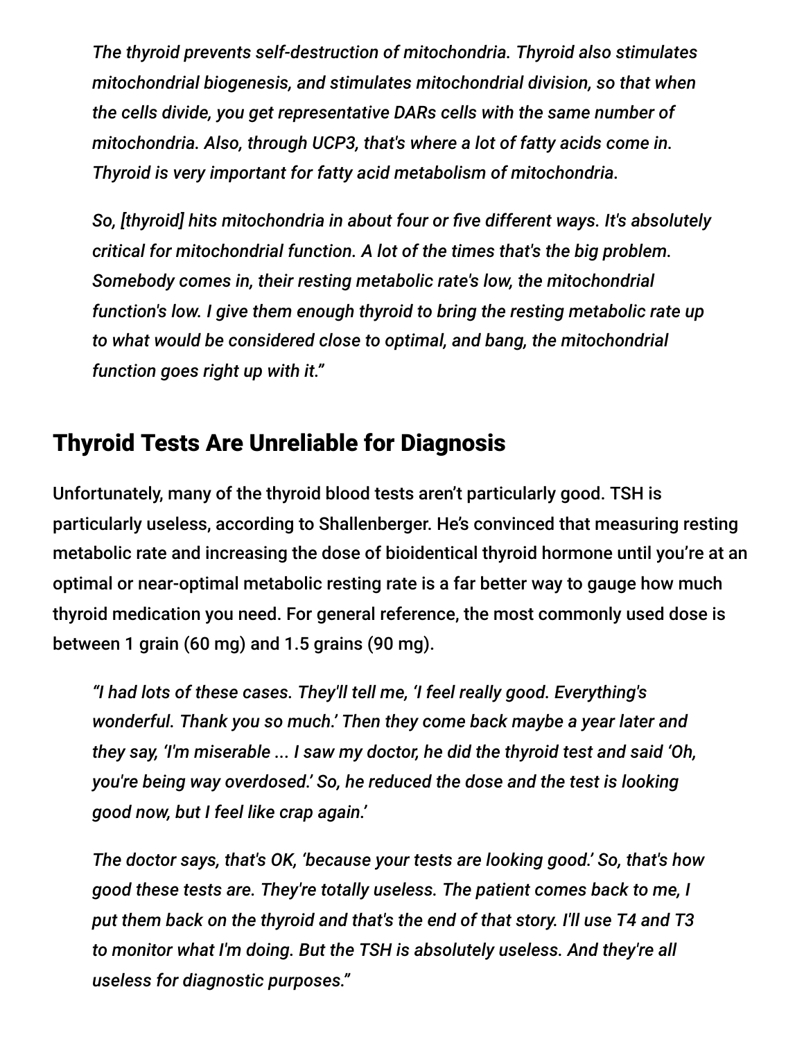*The thyroid prevents self-destruction of mitochondria. Thyroid also stimulates mitochondrial biogenesis, and stimulates mitochondrial division, so that when the cells divide, you get representative DARs cells with the same number of mitochondria. Also, through UCP3, that's where a lot of fatty acids come in. Thyroid is very important for fatty acid metabolism of mitochondria.*

*So, [thyroid] hits mitochondria in about four or five different ways. It's absolutely critical for mitochondrial function. A lot of the times that's the big problem. Somebody comes in, their resting metabolic rate's low, the mitochondrial function's low. I give them enough thyroid to bring the resting metabolic rate up to what would be considered close to optimal, and bang, the mitochondrial function goes right up with it."*

## Thyroid Tests Are Unreliable for Diagnosis

Unfortunately, many of the thyroid blood tests aren't particularly good. TSH is particularly useless, according to Shallenberger. He's convinced that measuring resting metabolic rate and increasing the dose of bioidentical thyroid hormone until you're at an optimal or near-optimal metabolic resting rate is a far better way to gauge how much thyroid medication you need. For general reference, the most commonly used dose is between 1 grain (60 mg) and 1.5 grains (90 mg).

*"I had lots of these cases. They'll tell me, 'I feel really good. Everything's wonderful. Thank you so much.' Then they come back maybe a year later and they say, 'I'm miserable ... I saw my doctor, he did the thyroid test and said 'Oh, you're being way overdosed.' So, he reduced the dose and the test is looking good now, but I feel like crap again.'*

*The doctor says, that's OK, 'because your tests are looking good.' So, that's how good these tests are. They're totally useless. The patient comes back to me, I put them back on the thyroid and that's the end of that story. I'll use T4 and T3 to monitor what I'm doing. But the TSH is absolutely useless. And they're all useless for diagnostic purposes."*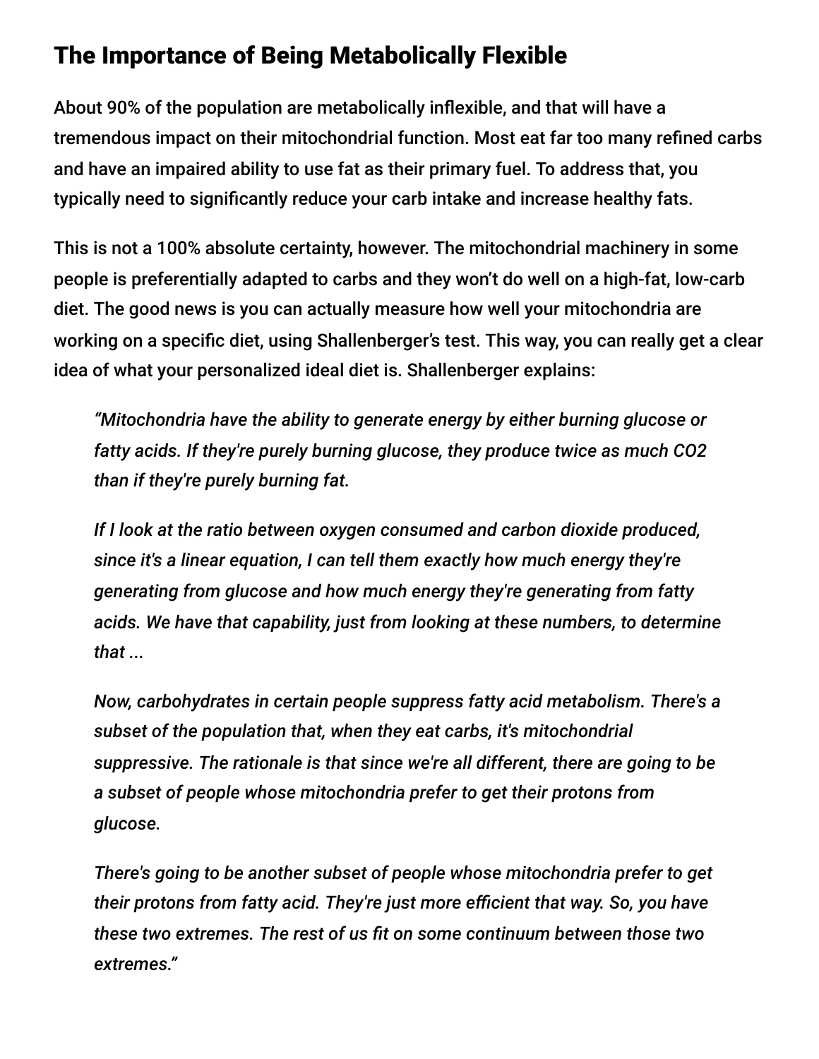## The Importance of Being Metabolically Flexible

About 90% of the population are metabolically inflexible, and that will have a tremendous impact on their mitochondrial function. Most eat far too many refined carbs and have an impaired ability to use fat as their primary fuel. To address that, you typically need to significantly reduce your carb intake and increase healthy fats.

This is not a 100% absolute certainty, however. The mitochondrial machinery in some people is preferentially adapted to carbs and they won't do well on a high-fat, low-carb diet. The good news is you can actually measure how well your mitochondria are working on a specific diet, using Shallenberger's test. This way, you can really get a clear idea of what your personalized ideal diet is. Shallenberger explains:

> *"Mitochondria have the ability to generate energy by either burning glucose or fatty acids. If they're purely burning glucose, they produce twice as much $CO_2$ than if they're purely burning fat.*
>
> *If I look at the ratio between oxygen consumed and carbon dioxide produced, since it's a linear equation, I can tell them exactly how much energy they're generating from glucose and how much energy they're generating from fatty acids. We have that capability, just from looking at these numbers, to determine that ...*
>
> *Now, carbohydrates in certain people suppress fatty acid metabolism. There's a subset of the population that, when they eat carbs, it's mitochondrial suppressive. The rationale is that since we're all different, there are going to be a subset of people whose mitochondria prefer to get their protons from glucose.*
>
> *There's going to be another subset of people whose mitochondria prefer to get their protons from fatty acid. They're just more efficient that way. So, you have these two extremes. The rest of us fit on some continuum between those two extremes."*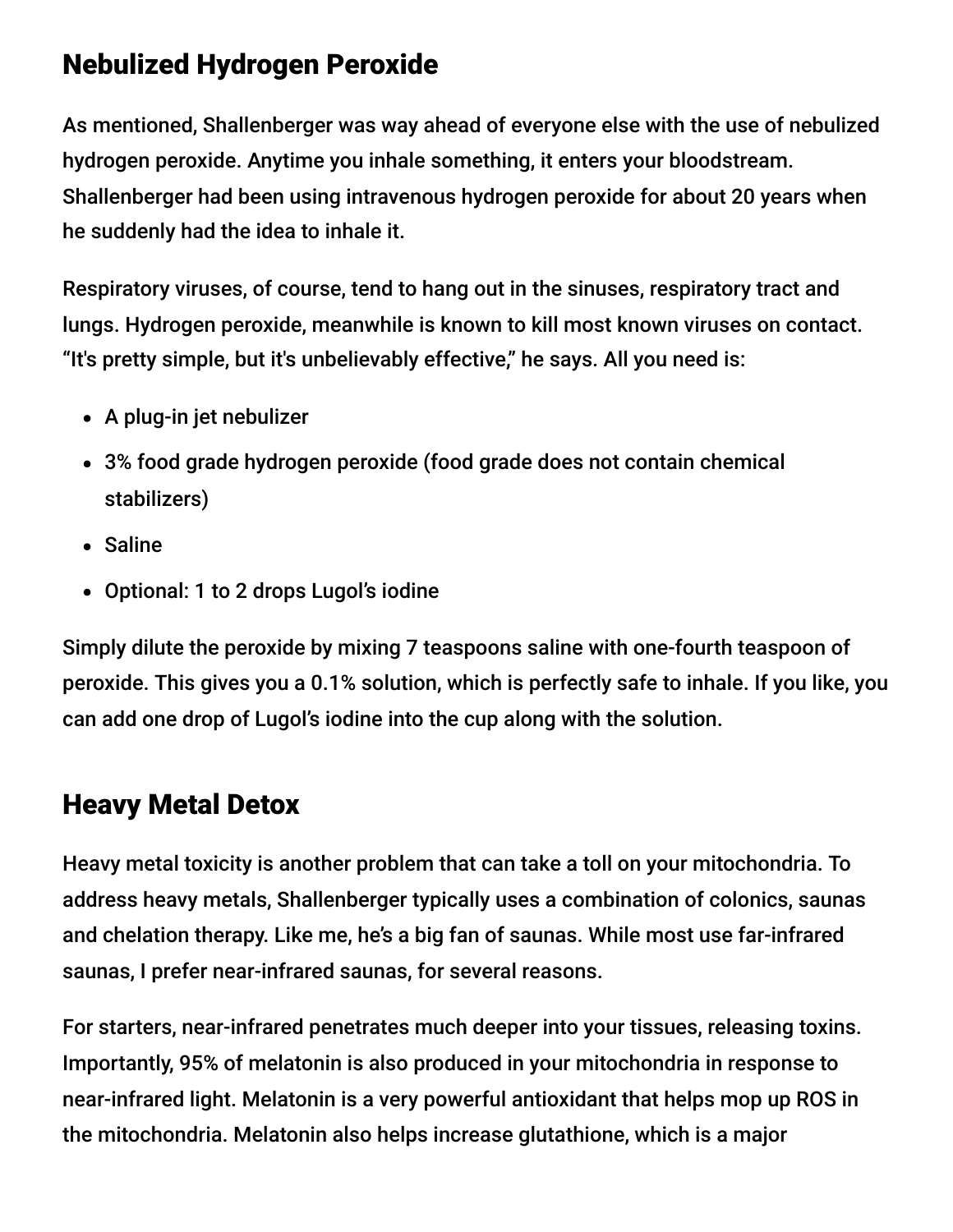## Nebulized Hydrogen Peroxide

As mentioned, Shallenberger was way ahead of everyone else with the use of nebulized hydrogen peroxide. Anytime you inhale something, it enters your bloodstream. Shallenberger had been using intravenous hydrogen peroxide for about 20 years when he suddenly had the idea to inhale it.

Respiratory viruses, of course, tend to hang out in the sinuses, respiratory tract and lungs. Hydrogen peroxide, meanwhile is known to kill most known viruses on contact. "It's pretty simple, but it's unbelievably effective," he says. All you need is:

- A plug-in jet nebulizer
- 3% food grade hydrogen peroxide (food grade does not contain chemical stabilizers)
- Saline
- Optional: 1 to 2 drops Lugol's iodine

Simply dilute the peroxide by mixing 7 teaspoons saline with one-fourth teaspoon of peroxide. This gives you a 0.1% solution, which is perfectly safe to inhale. If you like, you can add one drop of Lugol's iodine into the cup along with the solution.

## Heavy Metal Detox

Heavy metal toxicity is another problem that can take a toll on your mitochondria. To address heavy metals, Shallenberger typically uses a combination of colonics, saunas and chelation therapy. Like me, he's a big fan of saunas. While most use far-infrared saunas, I prefer near-infrared saunas, for several reasons.

For starters, near-infrared penetrates much deeper into your tissues, releasing toxins. Importantly, 95% of melatonin is also produced in your mitochondria in response to near-infrared light. Melatonin is a very powerful antioxidant that helps mop up ROS in the mitochondria. Melatonin also helps increase glutathione, which is a major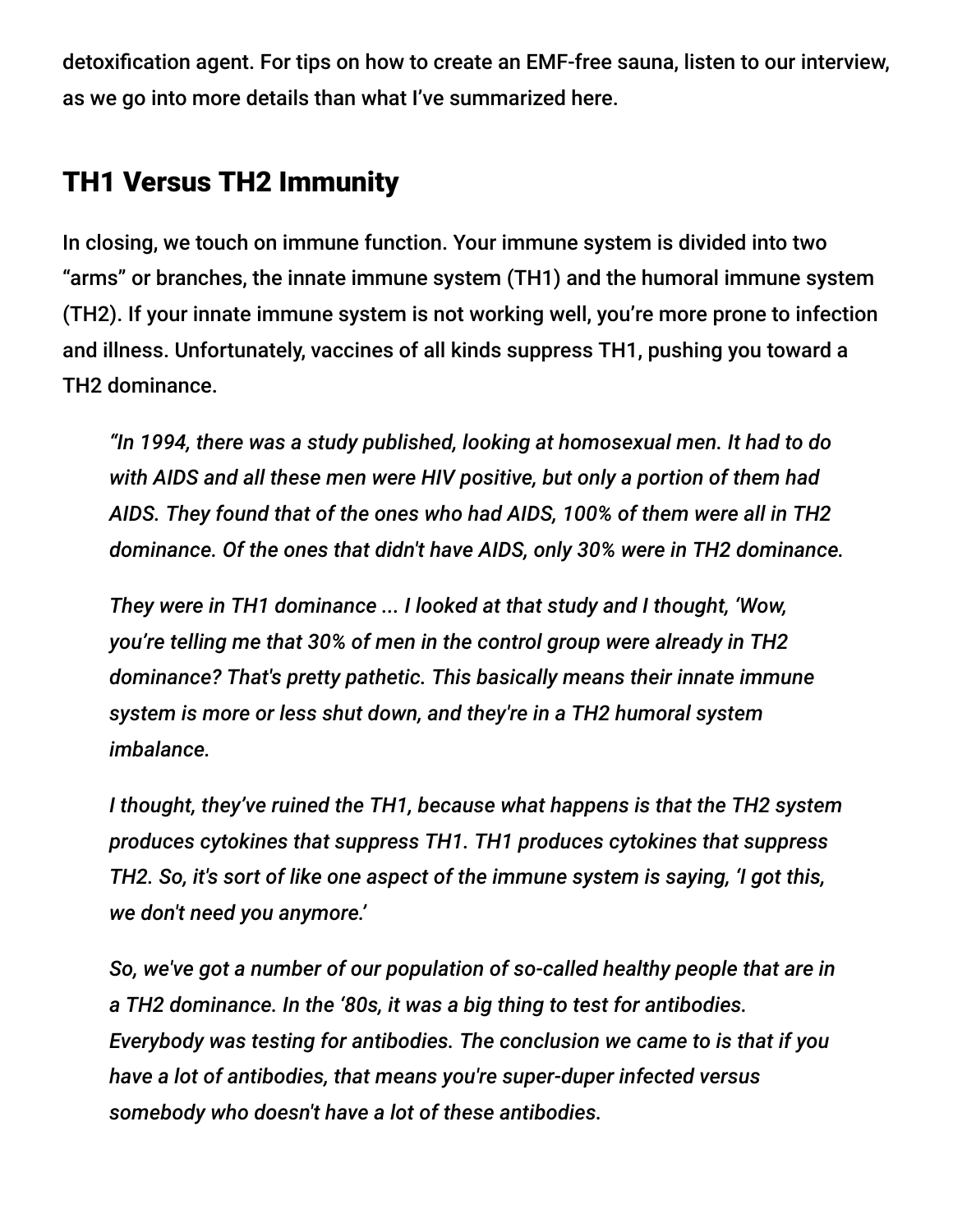detoxification agent. For tips on how to create an EMF-free sauna, listen to our interview, as we go into more details than what I've summarized here.

## TH1 Versus TH2 Immunity

In closing, we touch on immune function. Your immune system is divided into two "arms" or branches, the innate immune system (TH1) and the humoral immune system (TH2). If your innate immune system is not working well, you're more prone to infection and illness. Unfortunately, vaccines of all kinds suppress TH1, pushing you toward a TH2 dominance.

> *"In 1994, there was a study published, looking at homosexual men. It had to do with AIDS and all these men were HIV positive, but only a portion of them had AIDS. They found that of the ones who had AIDS, 100% of them were all in TH2 dominance. Of the ones that didn't have AIDS, only 30% were in TH2 dominance.*
>
> *They were in TH1 dominance ... I looked at that study and I thought, 'Wow, you're telling me that 30% of men in the control group were already in TH2 dominance? That's pretty pathetic. This basically means their innate immune system is more or less shut down, and they're in a TH2 humoral system imbalance.*
>
> *I thought, they've ruined the TH1, because what happens is that the TH2 system produces cytokines that suppress TH1. TH1 produces cytokines that suppress TH2. So, it's sort of like one aspect of the immune system is saying, 'I got this, we don't need you anymore.'*
>
> *So, we've got a number of our population of so-called healthy people that are in a TH2 dominance. In the '80s, it was a big thing to test for antibodies. Everybody was testing for antibodies. The conclusion we came to is that if you have a lot of antibodies, that means you're super-duper infected versus somebody who doesn't have a lot of these antibodies.*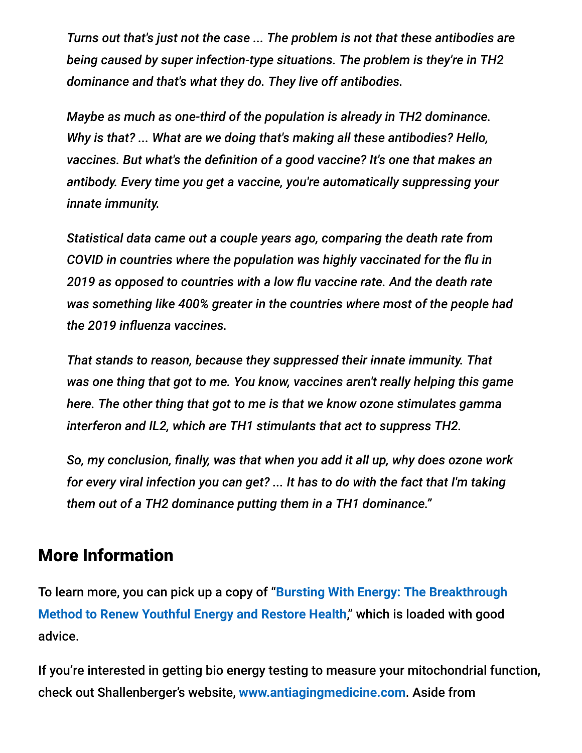*Turns out that's just not the case ... The problem is not that these antibodies are being caused by super infection-type situations. The problem is they're in TH2 dominance and that's what they do. They live off antibodies.*

*Maybe as much as one-third of the population is already in TH2 dominance. Why is that? ... What are we doing that's making all these antibodies? Hello, vaccines. But what's the definition of a good vaccine? It's one that makes an antibody. Every time you get a vaccine, you're automatically suppressing your innate immunity.*

*Statistical data came out a couple years ago, comparing the death rate from COVID in countries where the population was highly vaccinated for the flu in 2019 as opposed to countries with a low flu vaccine rate. And the death rate was something like 400% greater in the countries where most of the people had the 2019 influenza vaccines.*

*That stands to reason, because they suppressed their innate immunity. That was one thing that got to me. You know, vaccines aren't really helping this game here. The other thing that got to me is that we know ozone stimulates gamma interferon and IL2, which are TH1 stimulants that act to suppress TH2.*

*So, my conclusion, finally, was that when you add it all up, why does ozone work for every viral infection you can get? ... It has to do with the fact that I'm taking them out of a TH2 dominance putting them in a TH1 dominance."*

## More Information

To learn more, you can pick up a copy of "**Bursting With Energy: The Breakthrough Method to Renew Youthful Energy and Restore Health**," which is loaded with good advice.

If you're interested in getting bio energy testing to measure your mitochondrial function, check out Shallenberger's website, **www.antiagingmedicine.com**. Aside from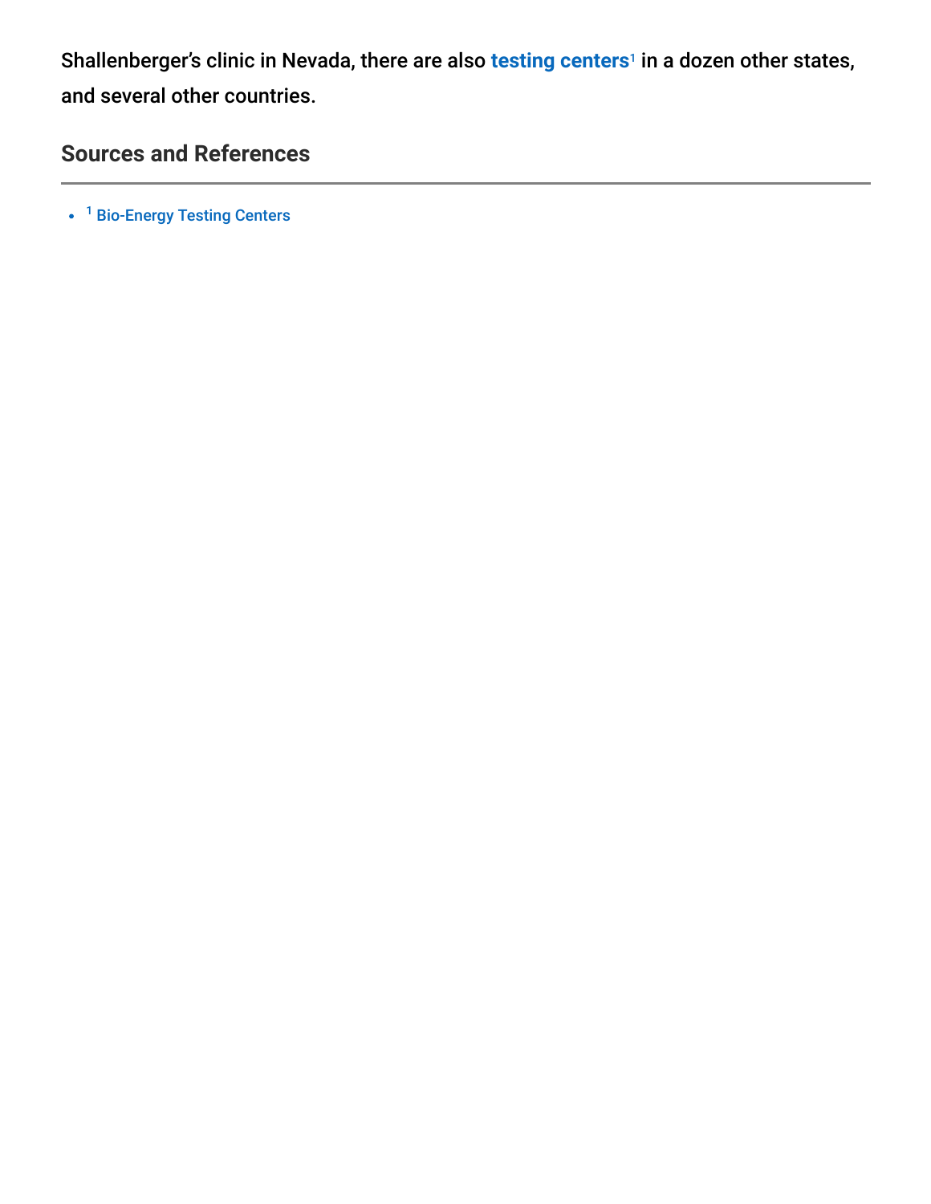Shallenberger's clinic in Nevada, there are also testing centers[1] in a dozen other states, and several other countries.

## Sources and References

- [1] Bio-Energy Testing Centers